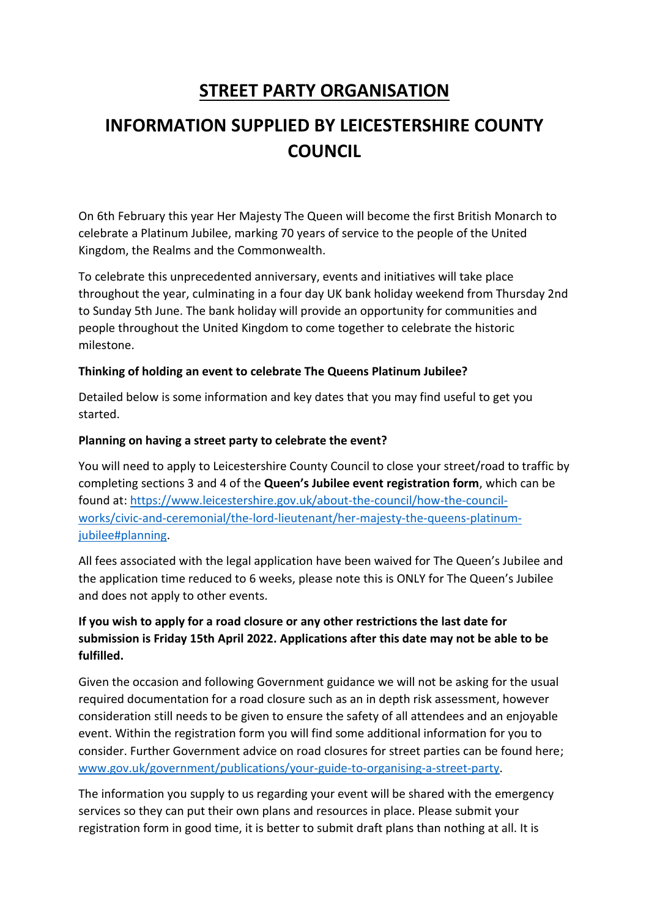# STREET PARTY ORGANISATION

# INFORMATION SUPPLIED BY LEICESTERSHIRE COUNTY COUNCIL

On 6th February this year Her Majesty The Queen will become the first British Monarch to celebrate a Platinum Jubilee, marking 70 years of service to the people of the United Kingdom, the Realms and the Commonwealth.

To celebrate this unprecedented anniversary, events and initiatives will take place throughout the year, culminating in a four day UK bank holiday weekend from Thursday 2nd to Sunday 5th June. The bank holiday will provide an opportunity for communities and people throughout the United Kingdom to come together to celebrate the historic milestone.

**Thinking of holding an event to celebrate The Queens Platinum Jubilee?**

Detailed below is some information and key dates that you may find useful to get you started.

**Planning on having a street party to celebrate the event?**

You will need to apply to Leicestershire County Council to close your street/road to traffic by completing sections 3 and 4 of the **Queen's Jubilee event registration form**, which can be found at: [https://www.leicestershire.gov.uk/about-the-council/how-the-council-works/civic-and-ceremonial/the-lord-lieutenant/her-majesty-the-queens-platinum-jubilee#planning](https://www.leicestershire.gov.uk/about-the-council/how-the-council-works/civic-and-ceremonial/the-lord-lieutenant/her-majesty-the-queens-platinum-jubilee#planning).

All fees associated with the legal application have been waived for The Queen's Jubilee and the application time reduced to 6 weeks, please note this is ONLY for The Queen's Jubilee and does not apply to other events.

**If you wish to apply for a road closure or any other restrictions the last date for submission is Friday 15th April 2022. Applications after this date may not be able to be fulfilled.**

Given the occasion and following Government guidance we will not be asking for the usual required documentation for a road closure such as an in depth risk assessment, however consideration still needs to be given to ensure the safety of all attendees and an enjoyable event. Within the registration form you will find some additional information for you to consider. Further Government advice on road closures for street parties can be found here; [www.gov.uk/government/publications/your-guide-to-organising-a-street-party](www.gov.uk/government/publications/your-guide-to-organising-a-street-party).

The information you supply to us regarding your event will be shared with the emergency services so they can put their own plans and resources in place. Please submit your registration form in good time, it is better to submit draft plans than nothing at all. It is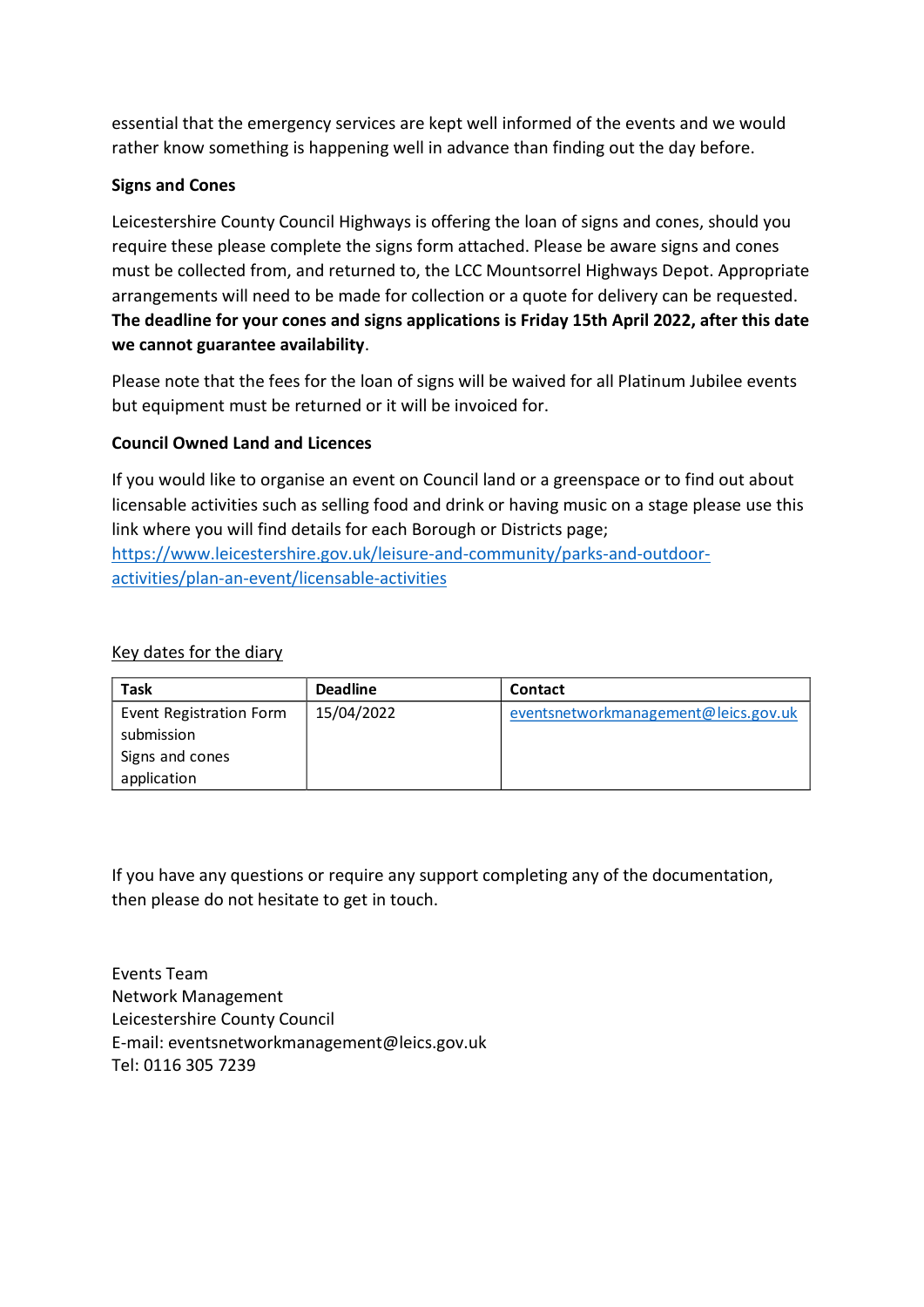essential that the emergency services are kept well informed of the events and we would rather know something is happening well in advance than finding out the day before.

**Signs and Cones**

Leicestershire County Council Highways is offering the loan of signs and cones, should you require these please complete the signs form attached. Please be aware signs and cones must be collected from, and returned to, the LCC Mountsorrel Highways Depot. Appropriate arrangements will need to be made for collection or a quote for delivery can be requested. **The deadline for your cones and signs applications is Friday 15th April 2022, after this date we cannot guarantee availability**.

Please note that the fees for the loan of signs will be waived for all Platinum Jubilee events but equipment must be returned or it will be invoiced for.

**Council Owned Land and Licences**

If you would like to organise an event on Council land or a greenspace or to find out about licensable activities such as selling food and drink or having music on a stage please use this link where you will find details for each Borough or Districts page; [https://www.leicestershire.gov.uk/leisure-and-community/parks-and-outdoor-activities/plan-an-event/licensable-activities](https://www.leicestershire.gov.uk/leisure-and-community/parks-and-outdoor-activities/plan-an-event/licensable-activities)

Key dates for the diary

| Task | Deadline | Contact |
|---|---|---|
| Event Registration Form submission<br>Signs and cones application | 15/04/2022 | eventsnetworkmanagement@leics.gov.uk |

If you have any questions or require any support completing any of the documentation, then please do not hesitate to get in touch.

Events Team
Network Management
Leicestershire County Council
E-mail: eventsnetworkmanagement@leics.gov.uk
Tel: 0116 305 7239